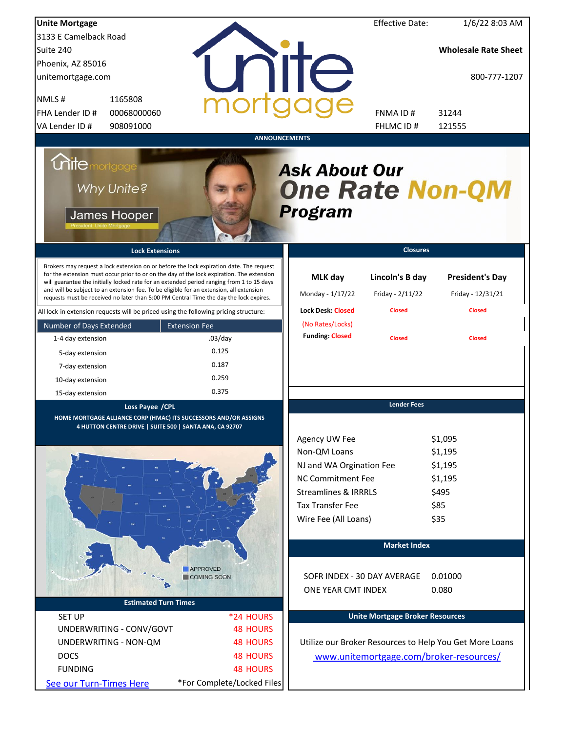**Unite Mortgage**
3133 E Camelback Road
Suite 240
Phoenix, AZ 85016
unitemortgage.com

NMLS # 1165808
FHA Lender ID # 00068000060
VA Lender ID # 908091000

Effective Date: 1/6/22 8:03 AM

**Wholesale Rate Sheet**

800-777-1207

FNMA ID # 31244
FHLMC ID # 121555

## ANNOUNCEMENTS

Why Unite?
James Hooper
President, Unite Mortgage

***Ask About Our One Rate Non-QM Program***

## Lock Extensions

Brokers may request a lock extension on or before the lock expiration date. The request for the extension must occur prior to or on the day of the lock expiration. The extension will guarantee the initially locked rate for an extended period ranging from 1 to 15 days and will be subject to an extension fee. To be eligible for an extension, all extension requests must be received no later than 5:00 PM Central Time the day the lock expires.

All lock-in extension requests will be priced using the following pricing structure:

| Number of Days Extended | Extension Fee |
|---|---|
| 1-4 day extension | .03/day |
| 5-day extension | 0.125 |
| 7-day extension | 0.187 |
| 10-day extension | 0.259 |
| 15-day extension | 0.375 |

## Closures

| | MLK day | Lincoln's B day | President's Day |
|---|---|---|---|
| | Monday - 1/17/22 | Friday - 2/11/22 | Friday - 12/31/21 |
| Lock Desk: | Closed (No Rates/Locks) | Closed | Closed |
| Funding: | Closed | Closed | Closed |

## Loss Payee /CPL

**HOME MORTGAGE ALLIANCE CORP (HMAC) ITS SUCCESSORS AND/OR ASSIGNS**
**4 HUTTON CENTRE DRIVE | SUITE 500 | SANTA ANA, CA 92707**

APPROVED
COMING SOON

## Lender Fees

| | |
|---|---|
| Agency UW Fee | $1,095 |
| Non-QM Loans | $1,195 |
| NJ and WA Orgination Fee | $1,195 |
| NC Commitment Fee | $1,195 |
| Streamlines & IRRRLS | $495 |
| Tax Transfer Fee | $85 |
| Wire Fee (All Loans) | $35 |

## Market Index

| | |
|---|---|
| SOFR INDEX - 30 DAY AVERAGE | 0.01000 |
| ONE YEAR CMT INDEX | 0.080 |

## Estimated Turn Times

| | |
|---|---|
| SET UP | *24 HOURS |
| UNDERWRITING - CONV/GOVT | 48 HOURS |
| UNDERWRITING - NON-QM | 48 HOURS |
| DOCS | 48 HOURS |
| FUNDING | 48 HOURS |

See our Turn-Times Here

*For Complete/Locked Files

## Unite Mortgage Broker Resources

Utilize our Broker Resources to Help You Get More Loans

www.unitemortgage.com/broker-resources/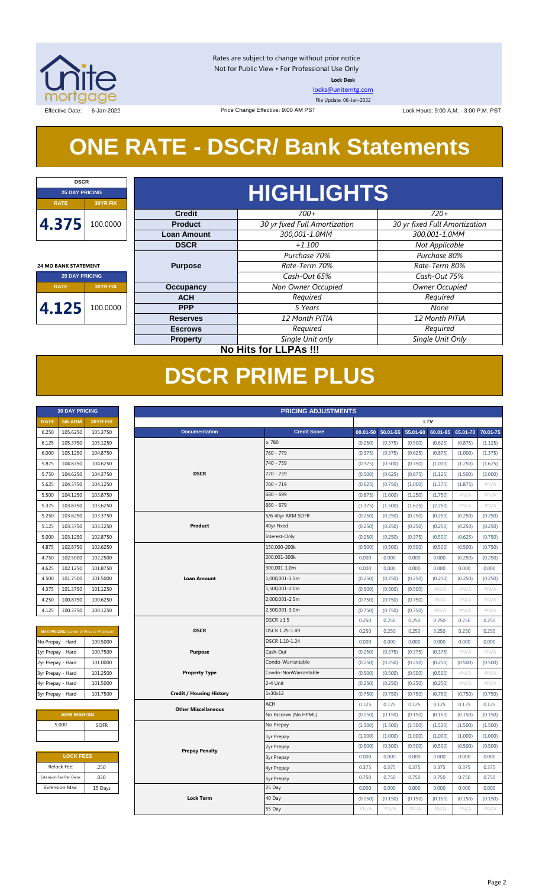Rates are subject to change without prior notice
Not for Public View • For Professional Use Only
**Lock Desk**
locks@unitemtg.com
File Update: 06-Jan-2022

Effective Date: 6-Jan-2022 | Price Change Effective: 9:00 AM PST | Lock Hours: 9:00 A.M. - 3:00 P.M. PST

# ONE RATE - DSCR/ Bank Statements

| DSCR | |
|---|---|
| 25 DAY PRICING | |
| RATE | 30YR FIX |
| 4.375 | 100.0000 |

| 24 MO BANK STATEMENT | |
|---|---|
| 25 DAY PRICING | |
| RATE | 30YR FIX |
| 4.125 | 100.0000 |

## HIGHLIGHTS

| | | |
|---|---|---|
| **Credit** | 700+ | 720+ |
| **Product** | 30 yr fixed Full Amortization | 30 yr fixed Full Amortization |
| **Loan Amount** | 300,001-1.0MM | 300,001-1.0MM |
| **DSCR** | +1.100 | Not Applicable |
| **Purpose** | Purchase 70%<br>Rate-Term 70%<br>Cash-Out 65% | Purchase 80%<br>Rate-Term 80%<br>Cash-Out 75% |
| **Occupancy** | Non Owner Occupied | Owner Occupied |
| **ACH** | Required | Required |
| **PPP** | 5 Years | None |
| **Reserves** | 12 Month PITIA | 12 Month PITIA |
| **Escrows** | Required | Required |
| **Property** | Single Unit only | Single Unit Only |

**No Hits for LLPAs !!!**

# DSCR PRIME PLUS

| 30 DAY PRICING | | |
|---|---|---|
| RATE | 5/6 ARM | 30YR FIX |
| 6.250 | 105.6250 | 105.3750 |
| 6.125 | 105.3750 | 105.1250 |
| 6.000 | 105.1250 | 104.8750 |
| 5.875 | 104.8750 | 104.6250 |
| 5.750 | 104.6250 | 104.3750 |
| 5.625 | 104.3750 | 104.1250 |
| 5.500 | 104.1250 | 103.8750 |
| 5.375 | 103.8750 | 103.6250 |
| 5.250 | 103.6250 | 103.3750 |
| 5.125 | 103.3750 | 103.1250 |
| 5.000 | 103.1250 | 102.8750 |
| 4.875 | 102.8750 | 102.6250 |
| 4.750 | 102.5000 | 102.2500 |
| 4.625 | 102.1250 | 101.8750 |
| 4.500 | 101.7500 | 101.5000 |
| 4.375 | 101.3750 | 101.1250 |
| 4.250 | 100.8750 | 100.6250 |
| 4.125 | 100.3750 | 100.1250 |

| MAX PRICING (Lower of Price or Premium) | |
|---|---|
| No Prepay - Hard | 100.5000 |
| 1yr Prepay - Hard | 100.7500 |
| 2yr Prepay - Hard | 101.0000 |
| 3yr Prepay - Hard | 101.2500 |
| 4yr Prepay - Hard | 101.5000 |
| 5yr Prepay - Hard | 101.7500 |

| ARM MARGIN | |
|---|---|
| 5.000 | SOFR |

| LOCK FEES | |
|---|---|
| Relock Fee: | .250 |
| Extension Fee Per Diem: | .030 |
| Extension Max: | 15 Days |

| PRICING ADJUSTMENTS | | | | | | | |
|---|---|---|---|---|---|---|---|
| | | LTV | | | | | |
| Documentation | Credit Score | 00.01-50 | 50.01-55 | 55.01-60 | 60.01-65 | 65.01-70 | 70.01-75 |
| DSCR | ≥ 780 | (0.250) | (0.375) | (0.500) | (0.625) | (0.875) | (1.125) |
| | 760 - 779 | (0.375) | (0.375) | (0.625) | (0.875) | (1.000) | (1.375) |
| | 740 - 759 | (0.375) | (0.500) | (0.750) | (1.000) | (1.250) | (1.625) |
| | 720 - 739 | (0.500) | (0.625) | (0.875) | (1.125) | (1.500) | (2.000) |
| | 700 - 719 | (0.625) | (0.750) | (1.000) | (1.375) | (1.875) | #N/A |
| | 680 - 699 | (0.875) | (1.000) | (1.250) | (1.750) | #N/A | #N/A |
| | 660 - 679 | (1.375) | (1.500) | (1.625) | (2.250) | #N/A | #N/A |
| Product | 5/6 40yr ARM SOFR | (0.250) | (0.250) | (0.250) | (0.250) | (0.250) | (0.250) |
| | 40yr Fixed | (0.250) | (0.250) | (0.250) | (0.250) | (0.250) | (0.250) |
| | Interest-Only | (0.250) | (0.250) | (0.375) | (0.500) | (0.625) | (0.750) |
| Loan Amount | 150,000-200k | (0.500) | (0.500) | (0.500) | (0.500) | (0.500) | (0.750) |
| | 200,001-300k | 0.000 | 0.000 | 0.000 | 0.000 | (0.250) | (0.250) |
| | 300,001-1.0m | 0.000 | 0.000 | 0.000 | 0.000 | 0.000 | 0.000 |
| | 1,000,001-1.5m | (0.250) | (0.250) | (0.250) | (0.250) | (0.250) | (0.250) |
| | 1,500,001-2.0m | (0.500) | (0.500) | (0.500) | #N/A | #N/A | #N/A |
| | 2,000,001-2.5m | (0.750) | (0.750) | (0.750) | #N/A | #N/A | #N/A |
| | 2,500,001-3.0m | (0.750) | (0.750) | (0.750) | #N/A | #N/A | #N/A |
| DSCR | DSCR ≥1.5 | 0.250 | 0.250 | 0.250 | 0.250 | 0.250 | 0.250 |
| | DSCR 1.25-1.49 | 0.250 | 0.250 | 0.250 | 0.250 | 0.250 | 0.250 |
| | DSCR 1.10-1.24 | 0.000 | 0.000 | 0.000 | 0.000 | 0.000 | 0.000 |
| Purpose | Cash-Out | (0.250) | (0.375) | (0.375) | (0.375) | #N/A | #N/A |
| Property Type | Condo-Warrantable | (0.250) | (0.250) | (0.250) | (0.250) | (0.500) | (0.500) |
| | Condo-NonWarrantable | (0.500) | (0.500) | (0.500) | (0.500) | #N/A | #N/A |
| | 2-4 Unit | (0.250) | (0.250) | (0.250) | (0.250) | #N/A | #N/A |
| Credit / Housing History | 1x30x12 | (0.750) | (0.750) | (0.750) | (0.750) | (0.750) | (0.750) |
| Other Miscellaneous | ACH | 0.125 | 0.125 | 0.125 | 0.125 | 0.125 | 0.125 |
| | No Escrows (No HPML) | (0.150) | (0.150) | (0.150) | (0.150) | (0.150) | (0.150) |
| Prepay Penalty | No Prepay | (1.500) | (1.500) | (1.500) | (1.500) | (1.500) | (1.500) |
| | 1yr Prepay | (1.000) | (1.000) | (1.000) | (1.000) | (1.000) | (1.000) |
| | 2yr Prepay | (0.500) | (0.500) | (0.500) | (0.500) | (0.500) | (0.500) |
| | 3yr Prepay | 0.000 | 0.000 | 0.000 | 0.000 | 0.000 | 0.000 |
| | 4yr Prepay | 0.375 | 0.375 | 0.375 | 0.375 | 0.375 | 0.375 |
| | 5yr Prepay | 0.750 | 0.750 | 0.750 | 0.750 | 0.750 | 0.750 |
| Lock Term | 25 Day | 0.000 | 0.000 | 0.000 | 0.000 | 0.000 | 0.000 |
| | 40 Day | (0.150) | (0.150) | (0.150) | (0.150) | (0.150) | (0.150) |
| | 55 Day | #N/A | #N/A | #N/A | #N/A | #N/A | #N/A |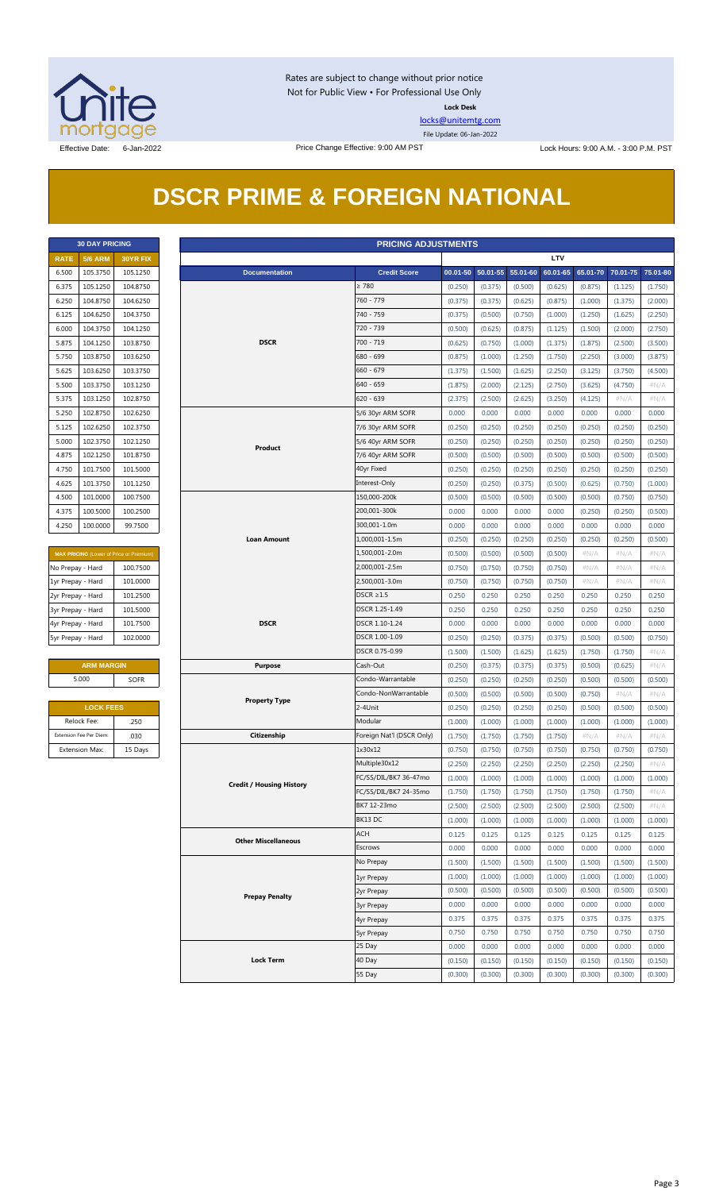Rates are subject to change without prior notice
Not for Public View • For Professional Use Only

**Lock Desk**

locks@unitemtg.com

File Update: 06-Jan-2022

Effective Date: 6-Jan-2022

Price Change Effective: 9:00 AM PST

Lock Hours: 9:00 A.M. - 3:00 P.M. PST

# DSCR PRIME & FOREIGN NATIONAL

| 30 DAY PRICING | | |
|---|---|---|
| **RATE** | **5/6 ARM** | **30YR FIX** |
| 6.500 | 105.3750 | 105.1250 |
| 6.375 | 105.1250 | 104.8750 |
| 6.250 | 104.8750 | 104.6250 |
| 6.125 | 104.6250 | 104.3750 |
| 6.000 | 104.3750 | 104.1250 |
| 5.875 | 104.1250 | 103.8750 |
| 5.750 | 103.8750 | 103.6250 |
| 5.625 | 103.6250 | 103.3750 |
| 5.500 | 103.3750 | 103.1250 |
| 5.375 | 103.1250 | 102.8750 |
| 5.250 | 102.8750 | 102.6250 |
| 5.125 | 102.6250 | 102.3750 |
| 5.000 | 102.3750 | 102.1250 |
| 4.875 | 102.1250 | 101.8750 |
| 4.750 | 101.7500 | 101.5000 |
| 4.625 | 101.3750 | 101.1250 |
| 4.500 | 101.0000 | 100.7500 |
| 4.375 | 100.5000 | 100.2500 |
| 4.250 | 100.0000 | 99.7500 |

| MAX PRICING (Lower of Price or Premium) | |
|---|---|
| No Prepay - Hard | 100.7500 |
| 1yr Prepay - Hard | 101.0000 |
| 2yr Prepay - Hard | 101.2500 |
| 3yr Prepay - Hard | 101.5000 |
| 4yr Prepay - Hard | 101.7500 |
| 5yr Prepay - Hard | 102.0000 |

| ARM MARGIN | |
|---|---|
| 5.000 | SOFR |

| LOCK FEES | |
|---|---|
| Relock Fee: | .250 |
| Extension Fee Per Diem: | .030 |
| Extension Max: | 15 Days |

| PRICING ADJUSTMENTS | | | | | | | | |
|---|---|---|---|---|---|---|---|---|
| | | LTV | | | | | | |
| **Documentation** | **Credit Score** | **00.01-50** | **50.01-55** | **55.01-60** | **60.01-65** | **65.01-70** | **70.01-75** | **75.01-80** |
| DSCR | ≥ 780 | (0.250) | (0.375) | (0.500) | (0.625) | (0.875) | (1.125) | (1.750) |
| | 760 - 779 | (0.375) | (0.375) | (0.625) | (0.875) | (1.000) | (1.375) | (2.000) |
| | 740 - 759 | (0.375) | (0.500) | (0.750) | (1.000) | (1.250) | (1.625) | (2.250) |
| | 720 - 739 | (0.500) | (0.625) | (0.875) | (1.125) | (1.500) | (2.000) | (2.750) |
| | 700 - 719 | (0.625) | (0.750) | (1.000) | (1.375) | (1.875) | (2.500) | (3.500) |
| | 680 - 699 | (0.875) | (1.000) | (1.250) | (1.750) | (2.250) | (3.000) | (3.875) |
| | 660 - 679 | (1.375) | (1.500) | (1.625) | (2.250) | (3.125) | (3.750) | (4.500) |
| | 640 - 659 | (1.875) | (2.000) | (2.125) | (2.750) | (3.625) | (4.750) | #N/A |
| | 620 - 639 | (2.375) | (2.500) | (2.625) | (3.250) | (4.125) | #N/A | #N/A |
| Product | 5/6 30yr ARM SOFR | 0.000 | 0.000 | 0.000 | 0.000 | 0.000 | 0.000 | 0.000 |
| | 7/6 30yr ARM SOFR | (0.250) | (0.250) | (0.250) | (0.250) | (0.250) | (0.250) | (0.250) |
| | 5/6 40yr ARM SOFR | (0.250) | (0.250) | (0.250) | (0.250) | (0.250) | (0.250) | (0.250) |
| | 7/6 40yr ARM SOFR | (0.500) | (0.500) | (0.500) | (0.500) | (0.500) | (0.500) | (0.500) |
| | 40yr Fixed | (0.250) | (0.250) | (0.250) | (0.250) | (0.250) | (0.250) | (0.250) |
| | Interest-Only | (0.250) | (0.250) | (0.375) | (0.500) | (0.625) | (0.750) | (1.000) |
| Loan Amount | 150,000-200k | (0.500) | (0.500) | (0.500) | (0.500) | (0.500) | (0.750) | (0.750) |
| | 200,001-300k | 0.000 | 0.000 | 0.000 | 0.000 | (0.250) | (0.250) | (0.500) |
| | 300,001-1.0m | 0.000 | 0.000 | 0.000 | 0.000 | 0.000 | 0.000 | 0.000 |
| | 1,000,001-1.5m | (0.250) | (0.250) | (0.250) | (0.250) | (0.250) | (0.250) | (0.500) |
| | 1,500,001-2.0m | (0.500) | (0.500) | (0.500) | (0.500) | #N/A | #N/A | #N/A |
| | 2,000,001-2.5m | (0.750) | (0.750) | (0.750) | (0.750) | #N/A | #N/A | #N/A |
| | 2,500,001-3.0m | (0.750) | (0.750) | (0.750) | (0.750) | #N/A | #N/A | #N/A |
| DSCR | DSCR ≥1.5 | 0.250 | 0.250 | 0.250 | 0.250 | 0.250 | 0.250 | 0.250 |
| | DSCR 1.25-1.49 | 0.250 | 0.250 | 0.250 | 0.250 | 0.250 | 0.250 | 0.250 |
| | DSCR 1.10-1.24 | 0.000 | 0.000 | 0.000 | 0.000 | 0.000 | 0.000 | 0.000 |
| | DSCR 1.00-1.09 | (0.250) | (0.250) | (0.375) | (0.375) | (0.500) | (0.500) | (0.750) |
| | DSCR 0.75-0.99 | (1.500) | (1.500) | (1.625) | (1.625) | (1.750) | (1.750) | #N/A |
| Purpose | Cash-Out | (0.250) | (0.375) | (0.375) | (0.375) | (0.500) | (0.625) | #N/A |
| Property Type | Condo-Warrantable | (0.250) | (0.250) | (0.250) | (0.250) | (0.500) | (0.500) | (0.500) |
| | Condo-NonWarrantable | (0.500) | (0.500) | (0.500) | (0.500) | (0.750) | #N/A | #N/A |
| | 2-4Unit | (0.250) | (0.250) | (0.250) | (0.250) | (0.500) | (0.500) | (0.500) |
| | Modular | (1.000) | (1.000) | (1.000) | (1.000) | (1.000) | (1.000) | (1.000) |
| Citizenship | Foreign Nat'l (DSCR Only) | (1.750) | (1.750) | (1.750) | (1.750) | #N/A | #N/A | #N/A |
| Credit / Housing History | 1x30x12 | (0.750) | (0.750) | (0.750) | (0.750) | (0.750) | (0.750) | (0.750) |
| | Multiple30x12 | (2.250) | (2.250) | (2.250) | (2.250) | (2.250) | (2.250) | #N/A |
| | FC/SS/DIL/BK7 36-47mo | (1.000) | (1.000) | (1.000) | (1.000) | (1.000) | (1.000) | (1.000) |
| | FC/SS/DIL/BK7 24-35mo | (1.750) | (1.750) | (1.750) | (1.750) | (1.750) | (1.750) | #N/A |
| | BK7 12-23mo | (2.500) | (2.500) | (2.500) | (2.500) | (2.500) | (2.500) | #N/A |
| | BK13 DC | (1.000) | (1.000) | (1.000) | (1.000) | (1.000) | (1.000) | (1.000) |
| Other Miscellaneous | ACH | 0.125 | 0.125 | 0.125 | 0.125 | 0.125 | 0.125 | 0.125 |
| | Escrows | 0.000 | 0.000 | 0.000 | 0.000 | 0.000 | 0.000 | 0.000 |
| Prepay Penalty | No Prepay | (1.500) | (1.500) | (1.500) | (1.500) | (1.500) | (1.500) | (1.500) |
| | 1yr Prepay | (1.000) | (1.000) | (1.000) | (1.000) | (1.000) | (1.000) | (1.000) |
| | 2yr Prepay | (0.500) | (0.500) | (0.500) | (0.500) | (0.500) | (0.500) | (0.500) |
| | 3yr Prepay | 0.000 | 0.000 | 0.000 | 0.000 | 0.000 | 0.000 | 0.000 |
| | 4yr Prepay | 0.375 | 0.375 | 0.375 | 0.375 | 0.375 | 0.375 | 0.375 |
| | 5yr Prepay | 0.750 | 0.750 | 0.750 | 0.750 | 0.750 | 0.750 | 0.750 |
| Lock Term | 25 Day | 0.000 | 0.000 | 0.000 | 0.000 | 0.000 | 0.000 | 0.000 |
| | 40 Day | (0.150) | (0.150) | (0.150) | (0.150) | (0.150) | (0.150) | (0.150) |
| | 55 Day | (0.300) | (0.300) | (0.300) | (0.300) | (0.300) | (0.300) | (0.300) |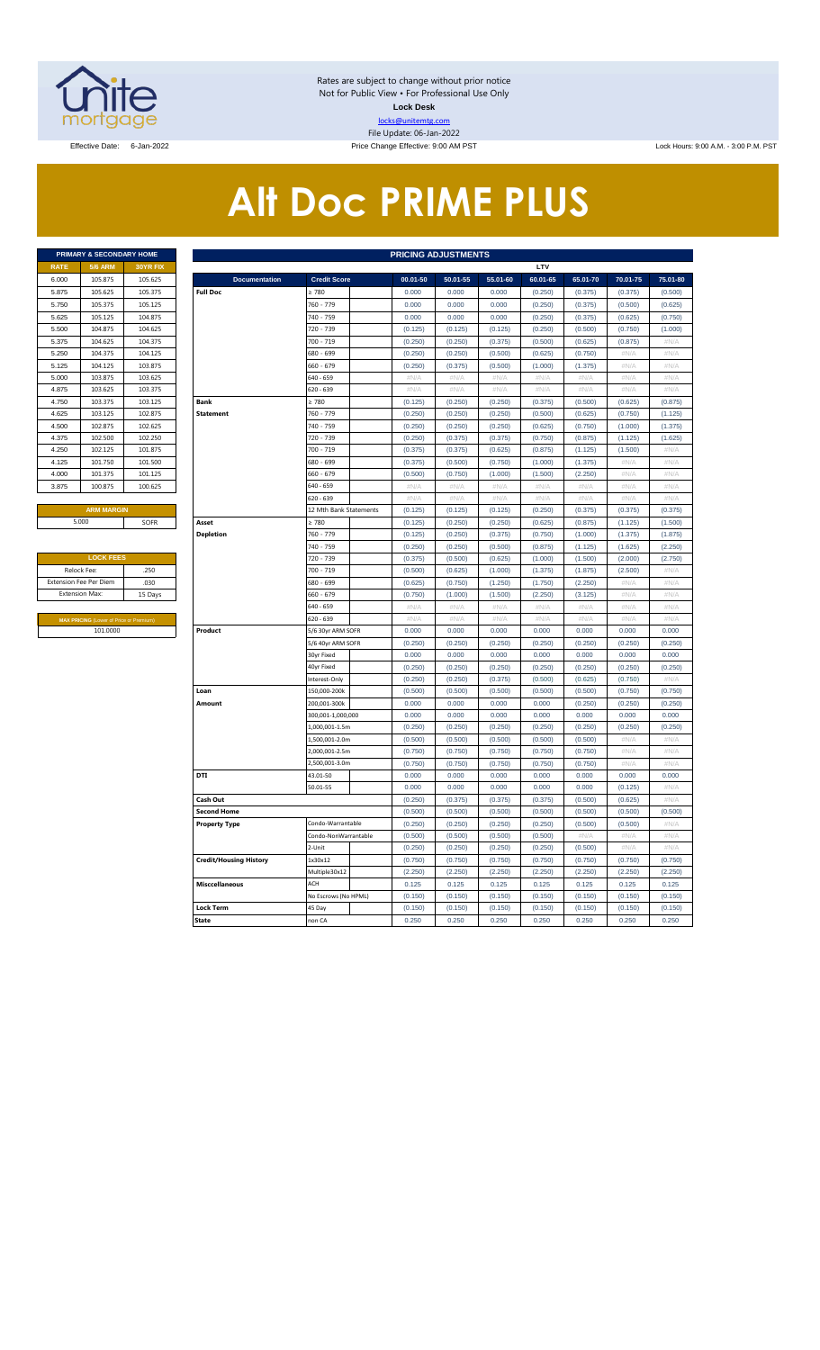Rates are subject to change without prior notice
Not for Public View • For Professional Use Only
**Lock Desk**
locks@unitemtg.com
File Update: 06-Jan-2022

Effective Date: 6-Jan-2022 | Price Change Effective: 9:00 AM PST | Lock Hours: 9:00 A.M. - 3:00 P.M. PST

# Alt Doc PRIME PLUS

| PRIMARY & SECONDARY HOME | | |
|---|---|---|
| RATE | 5/6 ARM | 30YR FIX |
| 6.000 | 105.875 | 105.625 |
| 5.875 | 105.625 | 105.375 |
| 5.750 | 105.375 | 105.125 |
| 5.625 | 105.125 | 104.875 |
| 5.500 | 104.875 | 104.625 |
| 5.375 | 104.625 | 104.375 |
| 5.250 | 104.375 | 104.125 |
| 5.125 | 104.125 | 103.875 |
| 5.000 | 103.875 | 103.625 |
| 4.875 | 103.625 | 103.375 |
| 4.750 | 103.375 | 103.125 |
| 4.625 | 103.125 | 102.875 |
| 4.500 | 102.875 | 102.625 |
| 4.375 | 102.500 | 102.250 |
| 4.250 | 102.125 | 101.875 |
| 4.125 | 101.750 | 101.500 |
| 4.000 | 101.375 | 101.125 |
| 3.875 | 100.875 | 100.625 |

| ARM MARGIN | |
|---|---|
| 5.000 | SOFR |

| LOCK FEES | |
|---|---|
| Relock Fee: | .250 |
| Extension Fee Per Diem | .030 |
| Extension Max: | 15 Days |

| MAX PRICING (Lower of Price or Premium) |
|---|
| 101.0000 |

| PRICING ADJUSTMENTS | | | | | | | | |
|---|---|---|---|---|---|---|---|---|
| | | LTV | | | | | | |
| Documentation | Credit Score | 00.01-50 | 50.01-55 | 55.01-60 | 60.01-65 | 65.01-70 | 70.01-75 | 75.01-80 |
| Full Doc | ≥ 780 | 0.000 | 0.000 | 0.000 | (0.250) | (0.375) | (0.375) | (0.500) |
| | 760 - 779 | 0.000 | 0.000 | 0.000 | (0.250) | (0.375) | (0.500) | (0.625) |
| | 740 - 759 | 0.000 | 0.000 | 0.000 | (0.250) | (0.375) | (0.625) | (0.750) |
| | 720 - 739 | (0.125) | (0.125) | (0.125) | (0.250) | (0.500) | (0.750) | (1.000) |
| | 700 - 719 | (0.250) | (0.250) | (0.375) | (0.500) | (0.625) | (0.875) | #N/A |
| | 680 - 699 | (0.250) | (0.250) | (0.500) | (0.625) | (0.750) | #N/A | #N/A |
| | 660 - 679 | (0.250) | (0.375) | (0.500) | (1.000) | (1.375) | #N/A | #N/A |
| | 640 - 659 | #N/A | #N/A | #N/A | #N/A | #N/A | #N/A | #N/A |
| | 620 - 639 | #N/A | #N/A | #N/A | #N/A | #N/A | #N/A | #N/A |
| Bank Statement | ≥ 780 | (0.125) | (0.250) | (0.250) | (0.375) | (0.500) | (0.625) | (0.875) |
| | 760 - 779 | (0.250) | (0.250) | (0.250) | (0.500) | (0.625) | (0.750) | (1.125) |
| | 740 - 759 | (0.250) | (0.250) | (0.250) | (0.625) | (0.750) | (1.000) | (1.375) |
| | 720 - 739 | (0.250) | (0.375) | (0.375) | (0.750) | (0.875) | (1.125) | (1.625) |
| | 700 - 719 | (0.375) | (0.375) | (0.625) | (0.875) | (1.125) | (1.500) | #N/A |
| | 680 - 699 | (0.375) | (0.500) | (0.750) | (1.000) | (1.375) | #N/A | #N/A |
| | 660 - 679 | (0.500) | (0.750) | (1.000) | (1.500) | (2.250) | #N/A | #N/A |
| | 640 - 659 | #N/A | #N/A | #N/A | #N/A | #N/A | #N/A | #N/A |
| | 620 - 639 | #N/A | #N/A | #N/A | #N/A | #N/A | #N/A | #N/A |
| | 12 Mth Bank Statements | (0.125) | (0.125) | (0.125) | (0.250) | (0.375) | (0.375) | (0.375) |
| Asset Depletion | ≥ 780 | (0.125) | (0.250) | (0.250) | (0.625) | (0.875) | (1.125) | (1.500) |
| | 760 - 779 | (0.125) | (0.250) | (0.375) | (0.750) | (1.000) | (1.375) | (1.875) |
| | 740 - 759 | (0.250) | (0.250) | (0.500) | (0.875) | (1.125) | (1.625) | (2.250) |
| | 720 - 739 | (0.375) | (0.500) | (0.625) | (1.000) | (1.500) | (2.000) | (2.750) |
| | 700 - 719 | (0.500) | (0.625) | (1.000) | (1.375) | (1.875) | (2.500) | #N/A |
| | 680 - 699 | (0.625) | (0.750) | (1.250) | (1.750) | (2.250) | #N/A | #N/A |
| | 660 - 679 | (0.750) | (1.000) | (1.500) | (2.250) | (3.125) | #N/A | #N/A |
| | 640 - 659 | #N/A | #N/A | #N/A | #N/A | #N/A | #N/A | #N/A |
| | 620 - 639 | #N/A | #N/A | #N/A | #N/A | #N/A | #N/A | #N/A |
| Product | 5/6 30yr ARM SOFR | 0.000 | 0.000 | 0.000 | 0.000 | 0.000 | 0.000 | 0.000 |
| | 5/6 40yr ARM SOFR | (0.250) | (0.250) | (0.250) | (0.250) | (0.250) | (0.250) | (0.250) |
| | 30yr Fixed | 0.000 | 0.000 | 0.000 | 0.000 | 0.000 | 0.000 | 0.000 |
| | 40yr Fixed | (0.250) | (0.250) | (0.250) | (0.250) | (0.250) | (0.250) | (0.250) |
| | Interest-Only | (0.250) | (0.250) | (0.375) | (0.500) | (0.625) | (0.750) | #N/A |
| Loan Amount | 150,000-200k | (0.500) | (0.500) | (0.500) | (0.500) | (0.500) | (0.750) | (0.750) |
| | 200,001-300k | 0.000 | 0.000 | 0.000 | 0.000 | (0.250) | (0.250) | (0.250) |
| | 300,001-1,000,000 | 0.000 | 0.000 | 0.000 | 0.000 | 0.000 | 0.000 | 0.000 |
| | 1,000,001-1.5m | (0.250) | (0.250) | (0.250) | (0.250) | (0.250) | (0.250) | (0.250) |
| | 1,500,001-2.0m | (0.500) | (0.500) | (0.500) | (0.500) | (0.500) | #N/A | #N/A |
| | 2,000,001-2.5m | (0.750) | (0.750) | (0.750) | (0.750) | (0.750) | #N/A | #N/A |
| | 2,500,001-3.0m | (0.750) | (0.750) | (0.750) | (0.750) | (0.750) | #N/A | #N/A |
| DTI | 43.01-50 | 0.000 | 0.000 | 0.000 | 0.000 | 0.000 | 0.000 | 0.000 |
| | 50.01-55 | 0.000 | 0.000 | 0.000 | 0.000 | 0.000 | (0.125) | #N/A |
| Cash Out | | (0.250) | (0.375) | (0.375) | (0.375) | (0.500) | (0.625) | #N/A |
| Second Home | | (0.500) | (0.500) | (0.500) | (0.500) | (0.500) | (0.500) | (0.500) |
| Property Type | Condo-Warrantable | (0.250) | (0.250) | (0.250) | (0.250) | (0.500) | (0.500) | #N/A |
| | Condo-NonWarrantable | (0.500) | (0.500) | (0.500) | (0.500) | #N/A | #N/A | #N/A |
| | 2-Unit | (0.250) | (0.250) | (0.250) | (0.250) | (0.500) | #N/A | #N/A |
| Credit/Housing History | 1x30x12 | (0.750) | (0.750) | (0.750) | (0.750) | (0.750) | (0.750) | (0.750) |
| | Multiple30x12 | (2.250) | (2.250) | (2.250) | (2.250) | (2.250) | (2.250) | (2.250) |
| Misccellaneous | ACH | 0.125 | 0.125 | 0.125 | 0.125 | 0.125 | 0.125 | 0.125 |
| | No Escrows (No HPML) | (0.150) | (0.150) | (0.150) | (0.150) | (0.150) | (0.150) | (0.150) |
| Lock Term | 45 Day | (0.150) | (0.150) | (0.150) | (0.150) | (0.150) | (0.150) | (0.150) |
| State | non CA | 0.250 | 0.250 | 0.250 | 0.250 | 0.250 | 0.250 | 0.250 |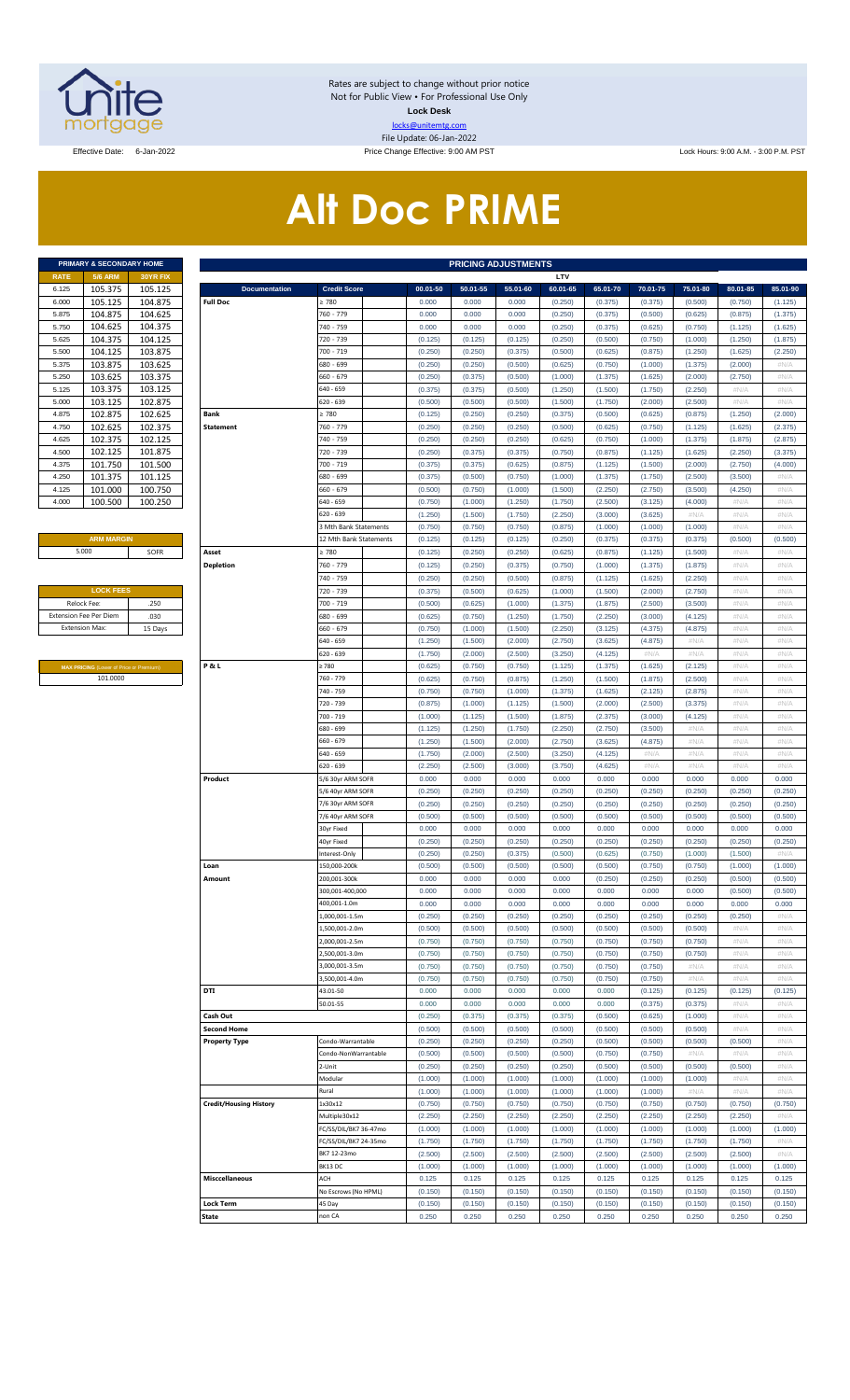Rates are subject to change without prior notice
Not for Public View • For Professional Use Only
**Lock Desk**
locks@unitemtg.com
File Update: 06-Jan-2022

Effective Date: 6-Jan-2022 | Price Change Effective: 9:00 AM PST | Lock Hours: 9:00 A.M. - 3:00 P.M. PST

# Alt Doc PRIME

| PRIMARY & SECONDARY HOME | | |
|---|---|---|
| **RATE** | **5/6 ARM** | **30YR FIX** |
| 6.125 | 105.375 | 105.125 |
| 6.000 | 105.125 | 104.875 |
| 5.875 | 104.875 | 104.625 |
| 5.750 | 104.625 | 104.375 |
| 5.625 | 104.375 | 104.125 |
| 5.500 | 104.125 | 103.875 |
| 5.375 | 103.875 | 103.625 |
| 5.250 | 103.625 | 103.375 |
| 5.125 | 103.375 | 103.125 |
| 5.000 | 103.125 | 102.875 |
| 4.875 | 102.875 | 102.625 |
| 4.750 | 102.625 | 102.375 |
| 4.625 | 102.375 | 102.125 |
| 4.500 | 102.125 | 101.875 |
| 4.375 | 101.750 | 101.500 |
| 4.250 | 101.375 | 101.125 |
| 4.125 | 101.000 | 100.750 |
| 4.000 | 100.500 | 100.250 |

| ARM MARGIN | |
|---|---|
| 5.000 | SOFR |

| LOCK FEES | |
|---|---|
| Relock Fee: | .250 |
| Extension Fee Per Diem | .030 |
| Extension Max: | 15 Days |

| MAX PRICING (Lower of Price or Premium) |
|---|
| 101.0000 |

| PRICING ADJUSTMENTS | | | | | | | | | | | |
|---|---|---|---|---|---|---|---|---|---|---|---|
| | | LTV | | | | | | | | | |
| **Documentation** | **Credit Score** | **00.01-50** | **50.01-55** | **55.01-60** | **60.01-65** | **65.01-70** | **70.01-75** | **75.01-80** | **80.01-85** | **85.01-90** |
| **Full Doc** | ≥ 780 | 0.000 | 0.000 | 0.000 | (0.250) | (0.375) | (0.375) | (0.500) | (0.750) | (1.125) |
| | 760 - 779 | 0.000 | 0.000 | 0.000 | (0.250) | (0.375) | (0.500) | (0.625) | (0.875) | (1.375) |
| | 740 - 759 | 0.000 | 0.000 | 0.000 | (0.250) | (0.375) | (0.625) | (0.750) | (1.125) | (1.625) |
| | 720 - 739 | (0.125) | (0.125) | (0.125) | (0.250) | (0.500) | (0.750) | (1.000) | (1.250) | (1.875) |
| | 700 - 719 | (0.250) | (0.250) | (0.375) | (0.500) | (0.625) | (0.875) | (1.250) | (1.625) | (2.250) |
| | 680 - 699 | (0.250) | (0.250) | (0.500) | (0.625) | (0.750) | (1.000) | (1.375) | (2.000) | #N/A |
| | 660 - 679 | (0.250) | (0.375) | (0.500) | (1.000) | (1.375) | (1.625) | (2.000) | (2.750) | #N/A |
| | 640 - 659 | (0.375) | (0.375) | (0.500) | (1.250) | (1.500) | (1.750) | (2.250) | #N/A | #N/A |
| | 620 - 639 | (0.500) | (0.500) | (0.500) | (1.500) | (1.750) | (2.000) | (2.500) | #N/A | #N/A |
| **Bank Statement** | ≥ 780 | (0.125) | (0.250) | (0.250) | (0.375) | (0.500) | (0.625) | (0.875) | (1.250) | (2.000) |
| | 760 - 779 | (0.250) | (0.250) | (0.250) | (0.500) | (0.625) | (0.750) | (1.125) | (1.625) | (2.375) |
| | 740 - 759 | (0.250) | (0.250) | (0.250) | (0.625) | (0.750) | (1.000) | (1.375) | (1.875) | (2.875) |
| | 720 - 739 | (0.250) | (0.375) | (0.375) | (0.750) | (0.875) | (1.125) | (1.625) | (2.250) | (3.375) |
| | 700 - 719 | (0.375) | (0.375) | (0.625) | (0.875) | (1.125) | (1.500) | (2.000) | (2.750) | (4.000) |
| | 680 - 699 | (0.375) | (0.500) | (0.750) | (1.000) | (1.375) | (1.750) | (2.500) | (3.500) | #N/A |
| | 660 - 679 | (0.500) | (0.750) | (1.000) | (1.500) | (2.250) | (2.750) | (3.500) | (4.250) | #N/A |
| | 640 - 659 | (0.750) | (1.000) | (1.250) | (1.750) | (2.500) | (3.125) | (4.000) | #N/A | #N/A |
| | 620 - 639 | (1.250) | (1.500) | (1.750) | (2.250) | (3.000) | (3.625) | #N/A | #N/A | #N/A |
| | 3 Mth Bank Statements | (0.750) | (0.750) | (0.750) | (0.875) | (1.000) | (1.000) | (1.000) | #N/A | #N/A |
| | 12 Mth Bank Statements | (0.125) | (0.125) | (0.125) | (0.250) | (0.375) | (0.375) | (0.375) | (0.500) | (0.500) |
| **Asset Depletion** | ≥ 780 | (0.125) | (0.250) | (0.250) | (0.625) | (0.875) | (1.125) | (1.500) | #N/A | #N/A |
| | 760 - 779 | (0.125) | (0.250) | (0.375) | (0.750) | (1.000) | (1.375) | (1.875) | #N/A | #N/A |
| | 740 - 759 | (0.250) | (0.250) | (0.500) | (0.875) | (1.125) | (1.625) | (2.250) | #N/A | #N/A |
| | 720 - 739 | (0.375) | (0.500) | (0.625) | (1.000) | (1.500) | (2.000) | (2.750) | #N/A | #N/A |
| | 700 - 719 | (0.500) | (0.625) | (1.000) | (1.375) | (1.875) | (2.500) | (3.500) | #N/A | #N/A |
| | 680 - 699 | (0.625) | (0.750) | (1.250) | (1.750) | (2.250) | (3.000) | (4.125) | #N/A | #N/A |
| | 660 - 679 | (0.750) | (1.000) | (1.500) | (2.250) | (3.125) | (4.375) | (4.875) | #N/A | #N/A |
| | 640 - 659 | (1.250) | (1.500) | (2.000) | (2.750) | (3.625) | (4.875) | #N/A | #N/A | #N/A |
| | 620 - 639 | (1.750) | (2.000) | (2.500) | (3.250) | (4.125) | #N/A | #N/A | #N/A | #N/A |
| **P & L** | ≥ 780 | (0.625) | (0.750) | (0.750) | (1.125) | (1.375) | (1.625) | (2.125) | #N/A | #N/A |
| | 760 - 779 | (0.625) | (0.750) | (0.875) | (1.250) | (1.500) | (1.875) | (2.500) | #N/A | #N/A |
| | 740 - 759 | (0.750) | (0.750) | (1.000) | (1.375) | (1.625) | (2.125) | (2.875) | #N/A | #N/A |
| | 720 - 739 | (0.875) | (1.000) | (1.125) | (1.500) | (2.000) | (2.500) | (3.375) | #N/A | #N/A |
| | 700 - 719 | (1.000) | (1.125) | (1.500) | (1.875) | (2.375) | (3.000) | (4.125) | #N/A | #N/A |
| | 680 - 699 | (1.125) | (1.250) | (1.750) | (2.250) | (2.750) | (3.500) | #N/A | #N/A | #N/A |
| | 660 - 679 | (1.250) | (1.500) | (2.000) | (2.750) | (3.625) | (4.875) | #N/A | #N/A | #N/A |
| | 640 - 659 | (1.750) | (2.000) | (2.500) | (3.250) | (4.125) | #N/A | #N/A | #N/A | #N/A |
| | 620 - 639 | (2.250) | (2.500) | (3.000) | (3.750) | (4.625) | #N/A | #N/A | #N/A | #N/A |
| **Product** | 5/6 30yr ARM SOFR | 0.000 | 0.000 | 0.000 | 0.000 | 0.000 | 0.000 | 0.000 | 0.000 | 0.000 |
| | 5/6 40yr ARM SOFR | (0.250) | (0.250) | (0.250) | (0.250) | (0.250) | (0.250) | (0.250) | (0.250) | (0.250) |
| | 7/6 30yr ARM SOFR | (0.250) | (0.250) | (0.250) | (0.250) | (0.250) | (0.250) | (0.250) | (0.250) | (0.250) |
| | 7/6 40yr ARM SOFR | (0.500) | (0.500) | (0.500) | (0.500) | (0.500) | (0.500) | (0.500) | (0.500) | (0.500) |
| | 30yr Fixed | 0.000 | 0.000 | 0.000 | 0.000 | 0.000 | 0.000 | 0.000 | 0.000 | 0.000 |
| | 40yr Fixed | (0.250) | (0.250) | (0.250) | (0.250) | (0.250) | (0.250) | (0.250) | (0.250) | (0.250) |
| | Interest-Only | (0.250) | (0.250) | (0.375) | (0.500) | (0.625) | (0.750) | (1.000) | (1.500) | #N/A |
| **Loan Amount** | 150,000-200k | (0.500) | (0.500) | (0.500) | (0.500) | (0.500) | (0.750) | (0.750) | (1.000) | (1.000) |
| | 200,001-300k | 0.000 | 0.000 | 0.000 | 0.000 | (0.250) | (0.250) | (0.250) | (0.500) | (0.500) |
| | 300,001-400,000 | 0.000 | 0.000 | 0.000 | 0.000 | 0.000 | 0.000 | 0.000 | (0.500) | (0.500) |
| | 400,001-1.0m | 0.000 | 0.000 | 0.000 | 0.000 | 0.000 | 0.000 | 0.000 | 0.000 | 0.000 |
| | 1,000,001-1.5m | (0.250) | (0.250) | (0.250) | (0.250) | (0.250) | (0.250) | (0.250) | (0.250) | #N/A |
| | 1,500,001-2.0m | (0.500) | (0.500) | (0.500) | (0.500) | (0.500) | (0.500) | (0.500) | #N/A | #N/A |
| | 2,000,001-2.5m | (0.750) | (0.750) | (0.750) | (0.750) | (0.750) | (0.750) | (0.750) | #N/A | #N/A |
| | 2,500,001-3.0m | (0.750) | (0.750) | (0.750) | (0.750) | (0.750) | (0.750) | (0.750) | #N/A | #N/A |
| | 3,000,001-3.5m | (0.750) | (0.750) | (0.750) | (0.750) | (0.750) | (0.750) | #N/A | #N/A | #N/A |
| | 3,500,001-4.0m | (0.750) | (0.750) | (0.750) | (0.750) | (0.750) | (0.750) | #N/A | #N/A | #N/A |
| **DTI** | 43.01-50 | 0.000 | 0.000 | 0.000 | 0.000 | 0.000 | (0.125) | (0.125) | (0.125) | (0.125) |
| | 50.01-55 | 0.000 | 0.000 | 0.000 | 0.000 | 0.000 | (0.375) | (0.375) | #N/A | #N/A |
| **Cash Out** | | (0.250) | (0.375) | (0.375) | (0.375) | (0.500) | (0.625) | (1.000) | #N/A | #N/A |
| **Second Home** | | (0.500) | (0.500) | (0.500) | (0.500) | (0.500) | (0.500) | (0.500) | #N/A | #N/A |
| **Property Type** | Condo-Warrantable | (0.250) | (0.250) | (0.250) | (0.250) | (0.500) | (0.500) | (0.500) | (0.500) | #N/A |
| | Condo-NonWarrantable | (0.500) | (0.500) | (0.500) | (0.500) | (0.750) | (0.750) | #N/A | #N/A | #N/A |
| | 2-Unit | (0.250) | (0.250) | (0.250) | (0.250) | (0.500) | (0.500) | (0.500) | (0.500) | #N/A |
| | Modular | (1.000) | (1.000) | (1.000) | (1.000) | (1.000) | (1.000) | (1.000) | #N/A | #N/A |
| | Rural | (1.000) | (1.000) | (1.000) | (1.000) | (1.000) | (1.000) | #N/A | #N/A | #N/A |
| **Credit/Housing History** | 1x30x12 | (0.750) | (0.750) | (0.750) | (0.750) | (0.750) | (0.750) | (0.750) | (0.750) | (0.750) |
| | Multiple30x12 | (2.250) | (2.250) | (2.250) | (2.250) | (2.250) | (2.250) | (2.250) | (2.250) | #N/A |
| | FC/SS/DIL/BK7 36-47mo | (1.000) | (1.000) | (1.000) | (1.000) | (1.000) | (1.000) | (1.000) | (1.000) | (1.000) |
| | FC/SS/DIL/BK7 24-35mo | (1.750) | (1.750) | (1.750) | (1.750) | (1.750) | (1.750) | (1.750) | (1.750) | #N/A |
| | BK7 12-23mo | (2.500) | (2.500) | (2.500) | (2.500) | (2.500) | (2.500) | (2.500) | (2.500) | #N/A |
| | BK13 DC | (1.000) | (1.000) | (1.000) | (1.000) | (1.000) | (1.000) | (1.000) | (1.000) | (1.000) |
| **Misccellaneous** | ACH | 0.125 | 0.125 | 0.125 | 0.125 | 0.125 | 0.125 | 0.125 | 0.125 | 0.125 |
| | No Escrows (No HPML) | (0.150) | (0.150) | (0.150) | (0.150) | (0.150) | (0.150) | (0.150) | (0.150) | (0.150) |
| **Lock Term** | 45 Day | (0.150) | (0.150) | (0.150) | (0.150) | (0.150) | (0.150) | (0.150) | (0.150) | (0.150) |
| **State** | non CA | 0.250 | 0.250 | 0.250 | 0.250 | 0.250 | 0.250 | 0.250 | 0.250 | 0.250 |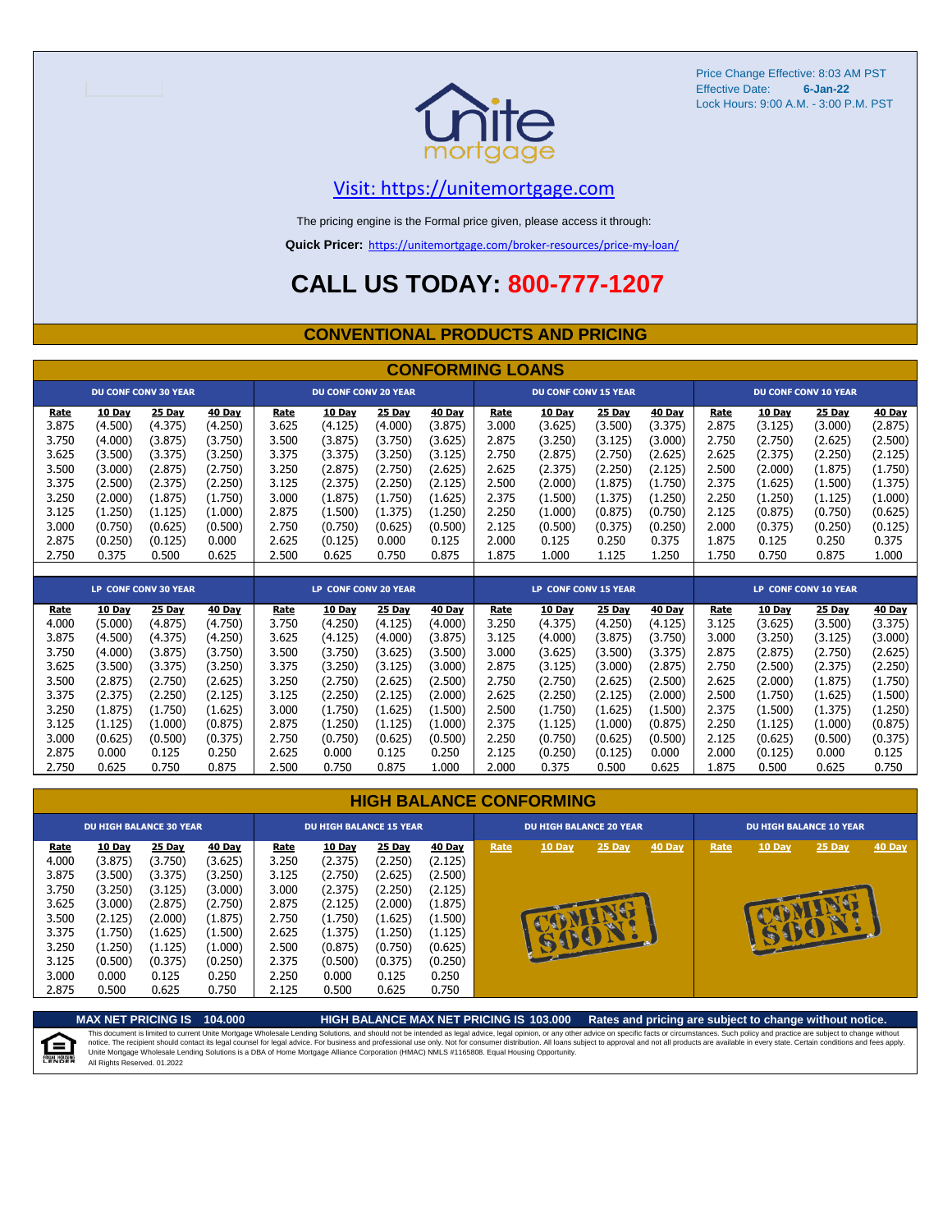Price Change Effective: 8:03 AM PST
Effective Date: **6-Jan-22**
Lock Hours: 9:00 A.M. - 3:00 P.M. PST

unite mortgage

Visit: https://unitemortgage.com

The pricing engine is the Formal price given, please access it through:

**Quick Pricer:** https://unitemortgage.com/broker-resources/price-my-loan/

# CALL US TODAY: 800-777-1207

## CONVENTIONAL PRODUCTS AND PRICING

### CONFORMING LOANS

| DU CONF CONV 30 YEAR | | | | DU CONF CONV 20 YEAR | | | | DU CONF CONV 15 YEAR | | | | DU CONF CONV 10 YEAR | | | |
|---|---|---|---|---|---|---|---|---|---|---|---|---|---|---|---|
| Rate | 10 Day | 25 Day | 40 Day | Rate | 10 Day | 25 Day | 40 Day | Rate | 10 Day | 25 Day | 40 Day | Rate | 10 Day | 25 Day | 40 Day |
| 3.875 | (4.500) | (4.375) | (4.250) | 3.625 | (4.125) | (4.000) | (3.875) | 3.000 | (3.625) | (3.500) | (3.375) | 2.875 | (3.125) | (3.000) | (2.875) |
| 3.750 | (4.000) | (3.875) | (3.750) | 3.500 | (3.875) | (3.750) | (3.625) | 2.875 | (3.250) | (3.125) | (3.000) | 2.750 | (2.750) | (2.625) | (2.500) |
| 3.625 | (3.500) | (3.375) | (3.250) | 3.375 | (3.375) | (3.250) | (3.125) | 2.750 | (2.875) | (2.750) | (2.625) | 2.625 | (2.375) | (2.250) | (2.125) |
| 3.500 | (3.000) | (2.875) | (2.750) | 3.250 | (2.875) | (2.750) | (2.625) | 2.625 | (2.375) | (2.250) | (2.125) | 2.500 | (2.000) | (1.875) | (1.750) |
| 3.375 | (2.500) | (2.375) | (2.250) | 3.125 | (2.375) | (2.250) | (2.125) | 2.500 | (2.000) | (1.875) | (1.750) | 2.375 | (1.625) | (1.500) | (1.375) |
| 3.250 | (2.000) | (1.875) | (1.750) | 3.000 | (1.875) | (1.750) | (1.625) | 2.375 | (1.500) | (1.375) | (1.250) | 2.250 | (1.250) | (1.125) | (1.000) |
| 3.125 | (1.250) | (1.125) | (1.000) | 2.875 | (1.500) | (1.375) | (1.250) | 2.250 | (1.000) | (0.875) | (0.750) | 2.125 | (0.875) | (0.750) | (0.625) |
| 3.000 | (0.750) | (0.625) | (0.500) | 2.750 | (0.750) | (0.625) | (0.500) | 2.125 | (0.500) | (0.375) | (0.250) | 2.000 | (0.375) | (0.250) | (0.125) |
| 2.875 | (0.250) | (0.125) | 0.000 | 2.625 | (0.125) | 0.000 | 0.125 | 2.000 | 0.125 | 0.250 | 0.375 | 1.875 | 0.125 | 0.250 | 0.375 |
| 2.750 | 0.375 | 0.500 | 0.625 | 2.500 | 0.625 | 0.750 | 0.875 | 1.875 | 1.000 | 1.125 | 1.250 | 1.750 | 0.750 | 0.875 | 1.000 |

| LP CONF CONV 30 YEAR | | | | LP CONF CONV 20 YEAR | | | | LP CONF CONV 15 YEAR | | | | LP CONF CONV 10 YEAR | | | |
|---|---|---|---|---|---|---|---|---|---|---|---|---|---|---|---|
| Rate | 10 Day | 25 Day | 40 Day | Rate | 10 Day | 25 Day | 40 Day | Rate | 10 Day | 25 Day | 40 Day | Rate | 10 Day | 25 Day | 40 Day |
| 4.000 | (5.000) | (4.875) | (4.750) | 3.750 | (4.250) | (4.125) | (4.000) | 3.250 | (4.375) | (4.250) | (4.125) | 3.125 | (3.625) | (3.500) | (3.375) |
| 3.875 | (4.500) | (4.375) | (4.250) | 3.625 | (4.125) | (4.000) | (3.875) | 3.125 | (4.000) | (3.875) | (3.750) | 3.000 | (3.250) | (3.125) | (3.000) |
| 3.750 | (4.000) | (3.875) | (3.750) | 3.500 | (3.750) | (3.625) | (3.500) | 3.000 | (3.625) | (3.500) | (3.375) | 2.875 | (2.875) | (2.750) | (2.625) |
| 3.625 | (3.500) | (3.375) | (3.250) | 3.375 | (3.250) | (3.125) | (3.000) | 2.875 | (3.125) | (3.000) | (2.875) | 2.750 | (2.500) | (2.375) | (2.250) |
| 3.500 | (2.875) | (2.750) | (2.625) | 3.250 | (2.750) | (2.625) | (2.500) | 2.750 | (2.750) | (2.625) | (2.500) | 2.625 | (2.000) | (1.875) | (1.750) |
| 3.375 | (2.375) | (2.250) | (2.125) | 3.125 | (2.250) | (2.125) | (2.000) | 2.625 | (2.250) | (2.125) | (2.000) | 2.500 | (1.750) | (1.625) | (1.500) |
| 3.250 | (1.875) | (1.750) | (1.625) | 3.000 | (1.750) | (1.625) | (1.500) | 2.500 | (1.750) | (1.625) | (1.500) | 2.375 | (1.500) | (1.375) | (1.250) |
| 3.125 | (1.125) | (1.000) | (0.875) | 2.875 | (1.250) | (1.125) | (1.000) | 2.375 | (1.125) | (1.000) | (0.875) | 2.250 | (1.125) | (1.000) | (0.875) |
| 3.000 | (0.625) | (0.500) | (0.375) | 2.750 | (0.750) | (0.625) | (0.500) | 2.250 | (0.750) | (0.625) | (0.500) | 2.125 | (0.625) | (0.500) | (0.375) |
| 2.875 | 0.000 | 0.125 | 0.250 | 2.625 | 0.000 | 0.125 | 0.250 | 2.125 | (0.250) | (0.125) | 0.000 | 2.000 | (0.125) | 0.000 | 0.125 |
| 2.750 | 0.625 | 0.750 | 0.875 | 2.500 | 0.750 | 0.875 | 1.000 | 2.000 | 0.375 | 0.500 | 0.625 | 1.875 | 0.500 | 0.625 | 0.750 |

### HIGH BALANCE CONFORMING

| DU HIGH BALANCE 30 YEAR | | | | DU HIGH BALANCE 15 YEAR | | | | DU HIGH BALANCE 20 YEAR | | | | DU HIGH BALANCE 10 YEAR | | | |
|---|---|---|---|---|---|---|---|---|---|---|---|---|---|---|---|
| Rate | 10 Day | 25 Day | 40 Day | Rate | 10 Day | 25 Day | 40 Day | Rate | 10 Day | 25 Day | 40 Day | Rate | 10 Day | 25 Day | 40 Day |
| 4.000 | (3.875) | (3.750) | (3.625) | 3.250 | (2.375) | (2.250) | (2.125) | COMING SOON! | | | | COMING SOON! | | | |
| 3.875 | (3.500) | (3.375) | (3.250) | 3.125 | (2.750) | (2.625) | (2.500) | | | | | | | | |
| 3.750 | (3.250) | (3.125) | (3.000) | 3.000 | (2.375) | (2.250) | (2.125) | | | | | | | | |
| 3.625 | (3.000) | (2.875) | (2.750) | 2.875 | (2.125) | (2.000) | (1.875) | | | | | | | | |
| 3.500 | (2.125) | (2.000) | (1.875) | 2.750 | (1.750) | (1.625) | (1.500) | | | | | | | | |
| 3.375 | (1.750) | (1.625) | (1.500) | 2.625 | (1.375) | (1.250) | (1.125) | | | | | | | | |
| 3.250 | (1.250) | (1.125) | (1.000) | 2.500 | (0.875) | (0.750) | (0.625) | | | | | | | | |
| 3.125 | (0.500) | (0.375) | (0.250) | 2.375 | (0.500) | (0.375) | (0.250) | | | | | | | | |
| 3.000 | 0.000 | 0.125 | 0.250 | 2.250 | 0.000 | 0.125 | 0.250 | | | | | | | | |
| 2.875 | 0.500 | 0.625 | 0.750 | 2.125 | 0.500 | 0.625 | 0.750 | | | | | | | | |

**MAX NET PRICING IS 104.000** **HIGH BALANCE MAX NET PRICING IS 103.000** **Rates and pricing are subject to change without notice.**

This document is limited to current Unite Mortgage Wholesale Lending Solutions, and should not be intended as legal advice, legal opinion, or any other advice on specific facts or circumstances. Such policy and practice are subject to change without notice. The recipient should contact its legal counsel for legal advice. For business and professional use only. Not for consumer distribution. All loans subject to approval and not all products are available in every state. Certain conditions and fees apply. Unite Mortgage Wholesale Lending Solutions is a DBA of Home Mortgage Alliance Corporation (HMAC) NMLS #1165808. Equal Housing Opportunity.
All Rights Reserved. 01.2022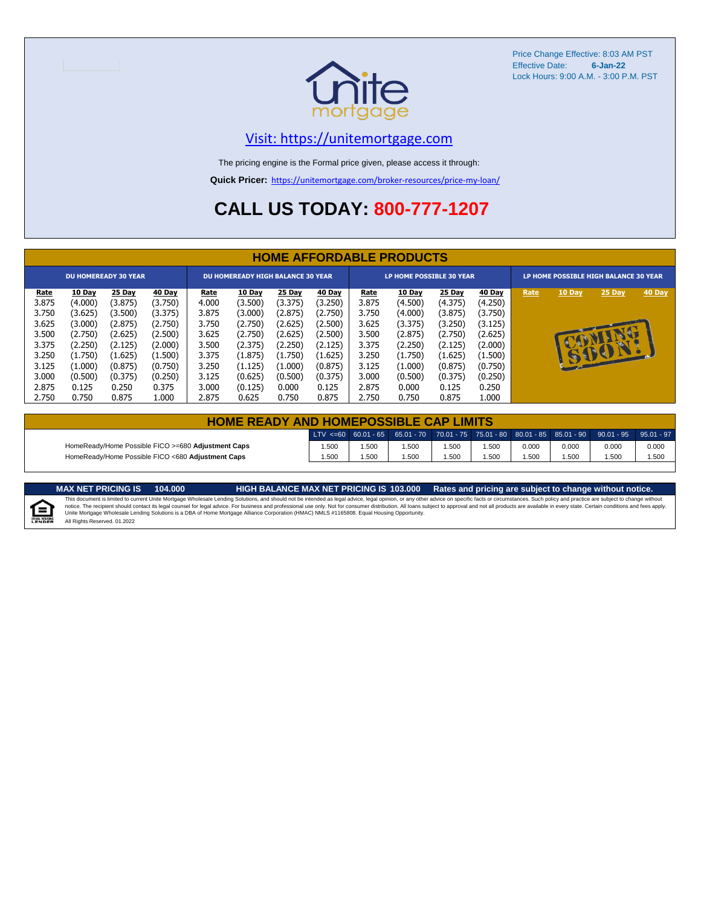Price Change Effective: 8:03 AM PST
Effective Date: **6-Jan-22**
Lock Hours: 9:00 A.M. - 3:00 P.M. PST

Visit: https://unitemortgage.com

The pricing engine is the Formal price given, please access it through:

**Quick Pricer:** https://unitemortgage.com/broker-resources/price-my-loan/

# CALL US TODAY: 800-777-1207

## HOME AFFORDABLE PRODUCTS

| DU HOMEREADY 30 YEAR | | | | DU HOMEREADY HIGH BALANCE 30 YEAR | | | | LP HOME POSSIBLE 30 YEAR | | | | LP HOME POSSIBLE HIGH BALANCE 30 YEAR | | | |
|---|---|---|---|---|---|---|---|---|---|---|---|---|---|---|---|
| Rate | 10 Day | 25 Day | 40 Day | Rate | 10 Day | 25 Day | 40 Day | Rate | 10 Day | 25 Day | 40 Day | Rate | 10 Day | 25 Day | 40 Day |
| 3.875 | (4.000) | (3.875) | (3.750) | 4.000 | (3.500) | (3.375) | (3.250) | 3.875 | (4.500) | (4.375) | (4.250) | COMING SOON! | | | |
| 3.750 | (3.625) | (3.500) | (3.375) | 3.875 | (3.000) | (2.875) | (2.750) | 3.750 | (4.000) | (3.875) | (3.750) | | | | |
| 3.625 | (3.000) | (2.875) | (2.750) | 3.750 | (2.750) | (2.625) | (2.500) | 3.625 | (3.375) | (3.250) | (3.125) | | | | |
| 3.500 | (2.750) | (2.625) | (2.500) | 3.625 | (2.750) | (2.625) | (2.500) | 3.500 | (2.875) | (2.750) | (2.625) | | | | |
| 3.375 | (2.250) | (2.125) | (2.000) | 3.500 | (2.375) | (2.250) | (2.125) | 3.375 | (2.250) | (2.125) | (2.000) | | | | |
| 3.250 | (1.750) | (1.625) | (1.500) | 3.375 | (1.875) | (1.750) | (1.625) | 3.250 | (1.750) | (1.625) | (1.500) | | | | |
| 3.125 | (1.000) | (0.875) | (0.750) | 3.250 | (1.125) | (1.000) | (0.875) | 3.125 | (1.000) | (0.875) | (0.750) | | | | |
| 3.000 | (0.500) | (0.375) | (0.250) | 3.125 | (0.625) | (0.500) | (0.375) | 3.000 | (0.500) | (0.375) | (0.250) | | | | |
| 2.875 | 0.125 | 0.250 | 0.375 | 3.000 | (0.125) | 0.000 | 0.125 | 2.875 | 0.000 | 0.125 | 0.250 | | | | |
| 2.750 | 0.750 | 0.875 | 1.000 | 2.875 | 0.625 | 0.750 | 0.875 | 2.750 | 0.750 | 0.875 | 1.000 | | | | |

## HOME READY AND HOMEPOSSIBLE CAP LIMITS

| | LTV <=60 | 60.01 - 65 | 65.01 - 70 | 70.01 - 75 | 75.01 - 80 | 80.01 - 85 | 85.01 - 90 | 90.01 - 95 | 95.01 - 97 |
|---|---|---|---|---|---|---|---|---|---|
| HomeReady/Home Possible FICO >=680 **Adjustment Caps** | 1.500 | 1.500 | 1.500 | 1.500 | 1.500 | 0.000 | 0.000 | 0.000 | 0.000 |
| HomeReady/Home Possible FICO <680 **Adjustment Caps** | 1.500 | 1.500 | 1.500 | 1.500 | 1.500 | 1.500 | 1.500 | 1.500 | 1.500 |

**MAX NET PRICING IS 104.000** **HIGH BALANCE MAX NET PRICING IS 103.000** **Rates and pricing are subject to change without notice.**

This document is limited to current Unite Mortgage Wholesale Lending Solutions, and should not be intended as legal advice, legal opinion, or any other advice on specific facts or circumstances. Such policy and practice are subject to change without notice. The recipient should contact its legal counsel for legal advice. For business and professional use only. Not for consumer distribution. All loans subject to approval and not all products are available in every state. Certain conditions and fees apply. Unite Mortgage Wholesale Lending Solutions is a DBA of Home Mortgage Alliance Corporation (HMAC) NMLS #1165808. Equal Housing Opportunity.
All Rights Reserved. 01.2022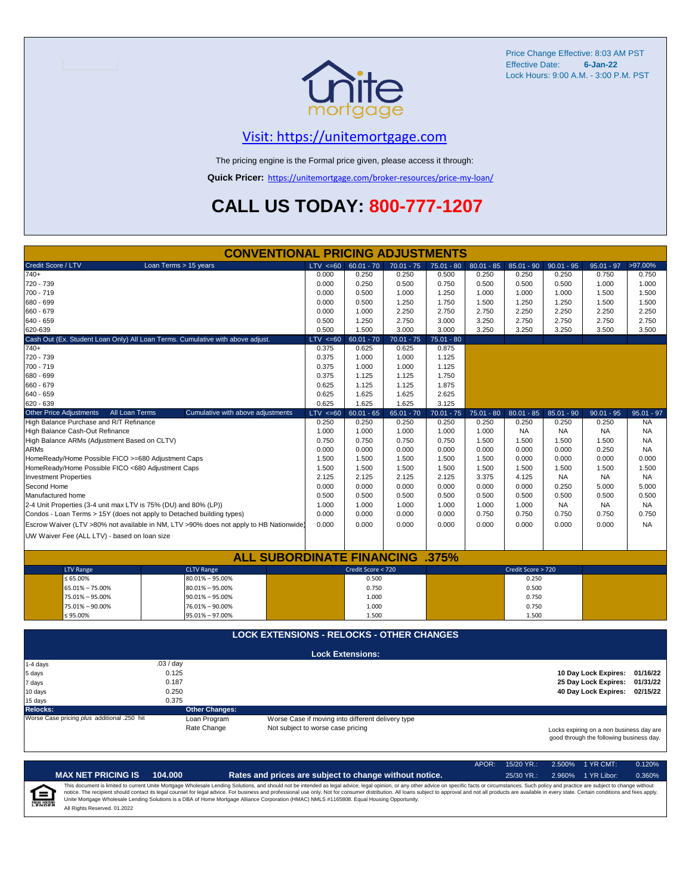Price Change Effective: 8:03 AM PST
Effective Date: **6-Jan-22**
Lock Hours: 9:00 A.M. - 3:00 P.M. PST

## Visit: https://unitemortgage.com

The pricing engine is the Formal price given, please access it through:

**Quick Pricer:** https://unitemortgage.com/broker-resources/price-my-loan/

# CALL US TODAY: 800-777-1207

## CONVENTIONAL PRICING ADJUSTMENTS

| Credit Score / LTV — Loan Terms > 15 years | LTV <=60 | 60.01 - 70 | 70.01 - 75 | 75.01 - 80 | 80.01 - 85 | 85.01 - 90 | 90.01 - 95 | 95.01 - 97 | >97.00% |
|---|---|---|---|---|---|---|---|---|---|
| 740+ | 0.000 | 0.250 | 0.250 | 0.500 | 0.250 | 0.250 | 0.250 | 0.750 | 0.750 |
| 720 - 739 | 0.000 | 0.250 | 0.500 | 0.750 | 0.500 | 0.500 | 0.500 | 1.000 | 1.000 |
| 700 - 719 | 0.000 | 0.500 | 1.000 | 1.250 | 1.000 | 1.000 | 1.000 | 1.500 | 1.500 |
| 680 - 699 | 0.000 | 0.500 | 1.250 | 1.750 | 1.500 | 1.250 | 1.250 | 1.500 | 1.500 |
| 660 - 679 | 0.000 | 1.000 | 2.250 | 2.750 | 2.750 | 2.250 | 2.250 | 2.250 | 2.250 |
| 640 - 659 | 0.500 | 1.250 | 2.750 | 3.000 | 3.250 | 2.750 | 2.750 | 2.750 | 2.750 |
| 620-639 | 0.500 | 1.500 | 3.000 | 3.000 | 3.250 | 3.250 | 3.250 | 3.500 | 3.500 |

| Cash Out (Ex. Student Loan Only) All Loan Terms. Cumulative with above adjust. | LTV <=60 | 60.01 - 70 | 70.01 - 75 | 75.01 - 80 |
|---|---|---|---|---|
| 740+ | 0.375 | 0.625 | 0.625 | 0.875 |
| 720 - 739 | 0.375 | 1.000 | 1.000 | 1.125 |
| 700 - 719 | 0.375 | 1.000 | 1.000 | 1.125 |
| 680 - 699 | 0.375 | 1.125 | 1.125 | 1.750 |
| 660 - 679 | 0.625 | 1.125 | 1.125 | 1.875 |
| 640 - 659 | 0.625 | 1.625 | 1.625 | 2.625 |
| 620 - 639 | 0.625 | 1.625 | 1.625 | 3.125 |

| Other Price Adjustments — All Loan Terms — Cumulative with above adjustments | LTV <=60 | 60.01 - 65 | 65.01 - 70 | 70.01 - 75 | 75.01 - 80 | 80.01 - 85 | 85.01 - 90 | 90.01 - 95 | 95.01 - 97 |
|---|---|---|---|---|---|---|---|---|---|
| High Balance Purchase and R/T Refinance | 0.250 | 0.250 | 0.250 | 0.250 | 0.250 | 0.250 | 0.250 | 0.250 | NA |
| High Balance Cash-Out Refinance | 1.000 | 1.000 | 1.000 | 1.000 | 1.000 | NA | NA | NA | NA |
| High Balance ARMs (Adjustment Based on CLTV) | 0.750 | 0.750 | 0.750 | 0.750 | 1.500 | 1.500 | 1.500 | 1.500 | NA |
| ARMs | 0.000 | 0.000 | 0.000 | 0.000 | 0.000 | 0.000 | 0.000 | 0.250 | NA |
| HomeReady/Home Possible FICO >=680 Adjustment Caps | 1.500 | 1.500 | 1.500 | 1.500 | 1.500 | 0.000 | 0.000 | 0.000 | 0.000 |
| HomeReady/Home Possible FICO <680 Adjustment Caps | 1.500 | 1.500 | 1.500 | 1.500 | 1.500 | 1.500 | 1.500 | 1.500 | 1.500 |
| Investment Properties | 2.125 | 2.125 | 2.125 | 2.125 | 3.375 | 4.125 | NA | NA | NA |
| Second Home | 0.000 | 0.000 | 0.000 | 0.000 | 0.000 | 0.000 | 0.250 | 5.000 | 5.000 |
| Manufactured home | 0.500 | 0.500 | 0.500 | 0.500 | 0.500 | 0.500 | 0.500 | 0.500 | 0.500 |
| 2-4 Unit Properties (3-4 unit max LTV is 75% (DU) and 80% (LP)) | 1.000 | 1.000 | 1.000 | 1.000 | 1.000 | 1.000 | NA | NA | NA |
| Condos - Loan Terms > 15Y (does not apply to Detached building types) | 0.000 | 0.000 | 0.000 | 0.000 | 0.750 | 0.750 | 0.750 | 0.750 | 0.750 |
| Escrow Waiver (LTV >80% not available in NM, LTV >90% does not apply to HB Nationwide) | 0.000 | 0.000 | 0.000 | 0.000 | 0.000 | 0.000 | 0.000 | 0.000 | NA |
| UW Waiver Fee (ALL LTV) - based on loan size | | | | | | | | | |

## ALL SUBORDINATE FINANCING .375%

| LTV Range | CLTV Range | Credit Score < 720 | Credit Score > 720 |
|---|---|---|---|
| ≤ 65.00% | 80.01% – 95.00% | 0.500 | 0.250 |
| 65.01% – 75.00% | 80.01% – 95.00% | 0.750 | 0.500 |
| 75.01% – 95.00% | 90.01% – 95.00% | 1.000 | 0.750 |
| 75.01% – 90.00% | 76.01% – 90.00% | 1.000 | 0.750 |
| ≤ 95.00% | 95.01% – 97.00% | 1.500 | 1.500 |

## LOCK EXTENSIONS - RELOCKS - OTHER CHANGES

### Lock Extensions:

| Days | Cost |
|---|---|
| 1-4 days | .03 / day |
| 5 days | 0.125 |
| 7 days | 0.187 |
| 10 days | 0.250 |
| 15 days | 0.375 |

**10 Day Lock Expires:** 01/16/22
**25 Day Lock Expires:** 01/31/22
**40 Day Lock Expires:** 02/15/22

**Relocks:**
Worse Case pricing *plus* additional .250 hit

**Other Changes:**

| | |
|---|---|
| Loan Program | Worse Case if moving into different delivery type |
| Rate Change | Not subject to worse case pricing |

Locks expiring on a non business day are good through the following business day.

| APOR: | 15/20 YR.: | 2.500% | 1 YR CMT: | 0.120% |
|---|---|---|---|---|
| | 25/30 YR.: | 2.960% | 1 YR Libor: | 0.360% |

**MAX NET PRICING IS 104.000** — **Rates and prices are subject to change without notice.**

This document is limited to current Unite Mortgage Wholesale Lending Solutions, and should not be intended as legal advice, legal opinion, or any other advice on specific facts or circumstances. Such policy and practice are subject to change without notice. The recipient should contact its legal counsel for legal advice. For business and professional use only. Not for consumer distribution. All loans subject to approval and not all products are available in every state. Certain conditions and fees apply. Unite Mortgage Wholesale Lending Solutions is a DBA of Home Mortgage Alliance Corporation (HMAC) NMLS #1165808. Equal Housing Opportunity.

All Rights Reserved. 01.2022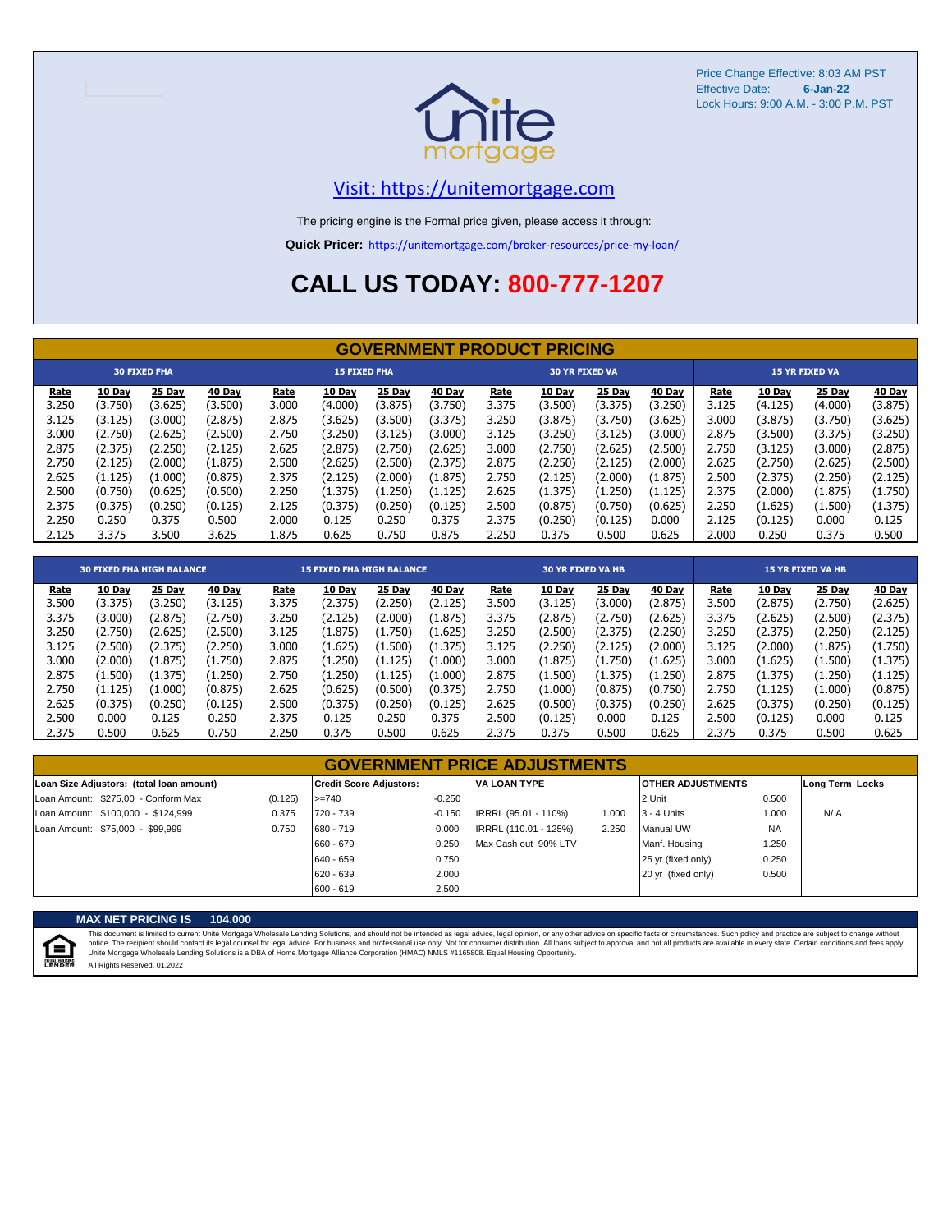Price Change Effective: 8:03 AM PST
Effective Date: **6-Jan-22**
Lock Hours: 9:00 A.M. - 3:00 P.M. PST

unite mortgage

Visit: https://unitemortgage.com

The pricing engine is the Formal price given, please access it through:

**Quick Pricer:** https://unitemortgage.com/broker-resources/price-my-loan/

# CALL US TODAY: 800-777-1207

## GOVERNMENT PRODUCT PRICING

| 30 FIXED FHA | | | | 15 FIXED FHA | | | | 30 YR FIXED VA | | | | 15 YR FIXED VA | | | |
|---|---|---|---|---|---|---|---|---|---|---|---|---|---|---|---|
| Rate | 10 Day | 25 Day | 40 Day | Rate | 10 Day | 25 Day | 40 Day | Rate | 10 Day | 25 Day | 40 Day | Rate | 10 Day | 25 Day | 40 Day |
| 3.250 | (3.750) | (3.625) | (3.500) | 3.000 | (4.000) | (3.875) | (3.750) | 3.375 | (3.500) | (3.375) | (3.250) | 3.125 | (4.125) | (4.000) | (3.875) |
| 3.125 | (3.125) | (3.000) | (2.875) | 2.875 | (3.625) | (3.500) | (3.375) | 3.250 | (3.875) | (3.750) | (3.625) | 3.000 | (3.875) | (3.750) | (3.625) |
| 3.000 | (2.750) | (2.625) | (2.500) | 2.750 | (3.250) | (3.125) | (3.000) | 3.125 | (3.250) | (3.125) | (3.000) | 2.875 | (3.500) | (3.375) | (3.250) |
| 2.875 | (2.375) | (2.250) | (2.125) | 2.625 | (2.875) | (2.750) | (2.625) | 3.000 | (2.750) | (2.625) | (2.500) | 2.750 | (3.125) | (3.000) | (2.875) |
| 2.750 | (2.125) | (2.000) | (1.875) | 2.500 | (2.625) | (2.500) | (2.375) | 2.875 | (2.250) | (2.125) | (2.000) | 2.625 | (2.750) | (2.625) | (2.500) |
| 2.625 | (1.125) | (1.000) | (0.875) | 2.375 | (2.125) | (2.000) | (1.875) | 2.750 | (2.125) | (2.000) | (1.875) | 2.500 | (2.375) | (2.250) | (2.125) |
| 2.500 | (0.750) | (0.625) | (0.500) | 2.250 | (1.375) | (1.250) | (1.125) | 2.625 | (1.375) | (1.250) | (1.125) | 2.375 | (2.000) | (1.875) | (1.750) |
| 2.375 | (0.375) | (0.250) | (0.125) | 2.125 | (0.375) | (0.250) | (0.125) | 2.500 | (0.875) | (0.750) | (0.625) | 2.250 | (1.625) | (1.500) | (1.375) |
| 2.250 | 0.250 | 0.375 | 0.500 | 2.000 | 0.125 | 0.250 | 0.375 | 2.375 | (0.250) | (0.125) | 0.000 | 2.125 | (0.125) | 0.000 | 0.125 |
| 2.125 | 3.375 | 3.500 | 3.625 | 1.875 | 0.625 | 0.750 | 0.875 | 2.250 | 0.375 | 0.500 | 0.625 | 2.000 | 0.250 | 0.375 | 0.500 |

| 30 FIXED FHA HIGH BALANCE | | | | 15 FIXED FHA HIGH BALANCE | | | | 30 YR FIXED VA HB | | | | 15 YR FIXED VA HB | | | |
|---|---|---|---|---|---|---|---|---|---|---|---|---|---|---|---|
| Rate | 10 Day | 25 Day | 40 Day | Rate | 10 Day | 25 Day | 40 Day | Rate | 10 Day | 25 Day | 40 Day | Rate | 10 Day | 25 Day | 40 Day |
| 3.500 | (3.375) | (3.250) | (3.125) | 3.375 | (2.375) | (2.250) | (2.125) | 3.500 | (3.125) | (3.000) | (2.875) | 3.500 | (2.875) | (2.750) | (2.625) |
| 3.375 | (3.000) | (2.875) | (2.750) | 3.250 | (2.125) | (2.000) | (1.875) | 3.375 | (2.875) | (2.750) | (2.625) | 3.375 | (2.625) | (2.500) | (2.375) |
| 3.250 | (2.750) | (2.625) | (2.500) | 3.125 | (1.875) | (1.750) | (1.625) | 3.250 | (2.500) | (2.375) | (2.250) | 3.250 | (2.375) | (2.250) | (2.125) |
| 3.125 | (2.500) | (2.375) | (2.250) | 3.000 | (1.625) | (1.500) | (1.375) | 3.125 | (2.250) | (2.125) | (2.000) | 3.125 | (2.000) | (1.875) | (1.750) |
| 3.000 | (2.000) | (1.875) | (1.750) | 2.875 | (1.250) | (1.125) | (1.000) | 3.000 | (1.875) | (1.750) | (1.625) | 3.000 | (1.625) | (1.500) | (1.375) |
| 2.875 | (1.500) | (1.375) | (1.250) | 2.750 | (1.250) | (1.125) | (1.000) | 2.875 | (1.500) | (1.375) | (1.250) | 2.875 | (1.375) | (1.250) | (1.125) |
| 2.750 | (1.125) | (1.000) | (0.875) | 2.625 | (0.625) | (0.500) | (0.375) | 2.750 | (1.000) | (0.875) | (0.750) | 2.750 | (1.125) | (1.000) | (0.875) |
| 2.625 | (0.375) | (0.250) | (0.125) | 2.500 | (0.375) | (0.250) | (0.125) | 2.625 | (0.500) | (0.375) | (0.250) | 2.625 | (0.375) | (0.250) | (0.125) |
| 2.500 | 0.000 | 0.125 | 0.250 | 2.375 | 0.125 | 0.250 | 0.375 | 2.500 | (0.125) | 0.000 | 0.125 | 2.500 | (0.125) | 0.000 | 0.125 |
| 2.375 | 0.500 | 0.625 | 0.750 | 2.250 | 0.375 | 0.500 | 0.625 | 2.375 | 0.375 | 0.500 | 0.625 | 2.375 | 0.375 | 0.500 | 0.625 |

## GOVERNMENT PRICE ADJUSTMENTS

| Loan Size Adjustors: (total loan amount) | | Credit Score Adjustors: | | VA LOAN TYPE | | OTHER ADJUSTMENTS | | Long Term Locks |
|---|---|---|---|---|---|---|---|---|
| Loan Amount: $275,00 - Conform Max | (0.125) | >=740 | -0.250 | | | 2 Unit | 0.500 | |
| Loan Amount: $100,000 - $124,999 | 0.375 | 720 - 739 | -0.150 | IRRRL (95.01 - 110%) | 1.000 | 3 - 4 Units | 1.000 | N/A |
| Loan Amount: $75,000 - $99,999 | 0.750 | 680 - 719 | 0.000 | IRRRL (110.01 - 125%) | 2.250 | Manual UW | NA | |
| | | 660 - 679 | 0.250 | Max Cash out 90% LTV | | Manf. Housing | 1.250 | |
| | | 640 - 659 | 0.750 | | | 25 yr (fixed only) | 0.250 | |
| | | 620 - 639 | 2.000 | | | 20 yr (fixed only) | 0.500 | |
| | | 600 - 619 | 2.500 | | | | | |

**MAX NET PRICING IS 104.000**

This document is limited to current Unite Mortgage Wholesale Lending Solutions, and should not be intended as legal advice, legal opinion, or any other advice on specific facts or circumstances. Such policy and practice are subject to change without notice. The recipient should contact its legal counsel for legal advice. For business and professional use only. Not for consumer distribution. All loans subject to approval and not all products are available in every state. Certain conditions and fees apply. Unite Mortgage Wholesale Lending Solutions is a DBA of Home Mortgage Alliance Corporation (HMAC) NMLS #1165808. Equal Housing Opportunity.

All Rights Reserved. 01.2022